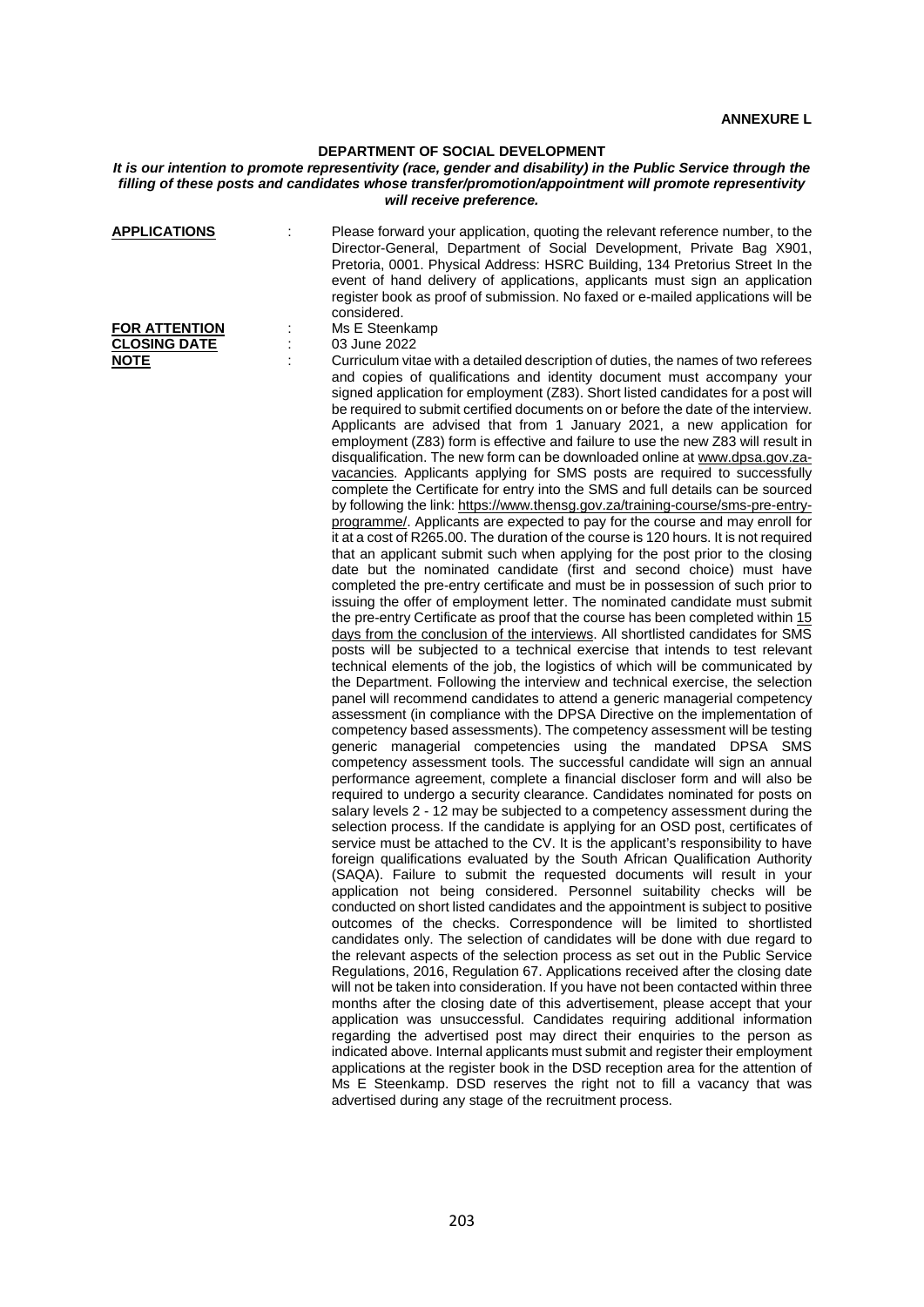**ANNEXURE L**

## DEPARTMENT OF SOCIAL DEVELOPMENT

***It is our intention to promote representivity (race, gender and disability) in the Public Service through the filling of these posts and candidates whose transfer/promotion/appointment will promote representivity will receive preference.***

**APPLICATIONS** : Please forward your application, quoting the relevant reference number, to the Director-General, Department of Social Development, Private Bag X901, Pretoria, 0001. Physical Address: HSRC Building, 134 Pretorius Street In the event of hand delivery of applications, applicants must sign an application register book as proof of submission. No faxed or e-mailed applications will be considered.

**FOR ATTENTION** : Ms E Steenkamp

**CLOSING DATE** : 03 June 2022

**NOTE** : Curriculum vitae with a detailed description of duties, the names of two referees and copies of qualifications and identity document must accompany your signed application for employment (Z83). Short listed candidates for a post will be required to submit certified documents on or before the date of the interview. Applicants are advised that from 1 January 2021, a new application for employment (Z83) form is effective and failure to use the new Z83 will result in disqualification. The new form can be downloaded online at www.dpsa.gov.za-vacancies. Applicants applying for SMS posts are required to successfully complete the Certificate for entry into the SMS and full details can be sourced by following the link: https://www.thensg.gov.za/training-course/sms-pre-entry-programme/. Applicants are expected to pay for the course and may enroll for it at a cost of R265.00. The duration of the course is 120 hours. It is not required that an applicant submit such when applying for the post prior to the closing date but the nominated candidate (first and second choice) must have completed the pre-entry certificate and must be in possession of such prior to issuing the offer of employment letter. The nominated candidate must submit the pre-entry Certificate as proof that the course has been completed within 15 days from the conclusion of the interviews. All shortlisted candidates for SMS posts will be subjected to a technical exercise that intends to test relevant technical elements of the job, the logistics of which will be communicated by the Department. Following the interview and technical exercise, the selection panel will recommend candidates to attend a generic managerial competency assessment (in compliance with the DPSA Directive on the implementation of competency based assessments). The competency assessment will be testing generic managerial competencies using the mandated DPSA SMS competency assessment tools. The successful candidate will sign an annual performance agreement, complete a financial discloser form and will also be required to undergo a security clearance. Candidates nominated for posts on salary levels 2 - 12 may be subjected to a competency assessment during the selection process. If the candidate is applying for an OSD post, certificates of service must be attached to the CV. It is the applicant's responsibility to have foreign qualifications evaluated by the South African Qualification Authority (SAQA). Failure to submit the requested documents will result in your application not being considered. Personnel suitability checks will be conducted on short listed candidates and the appointment is subject to positive outcomes of the checks. Correspondence will be limited to shortlisted candidates only. The selection of candidates will be done with due regard to the relevant aspects of the selection process as set out in the Public Service Regulations, 2016, Regulation 67. Applications received after the closing date will not be taken into consideration. If you have not been contacted within three months after the closing date of this advertisement, please accept that your application was unsuccessful. Candidates requiring additional information regarding the advertised post may direct their enquiries to the person as indicated above. Internal applicants must submit and register their employment applications at the register book in the DSD reception area for the attention of Ms E Steenkamp. DSD reserves the right not to fill a vacancy that was advertised during any stage of the recruitment process.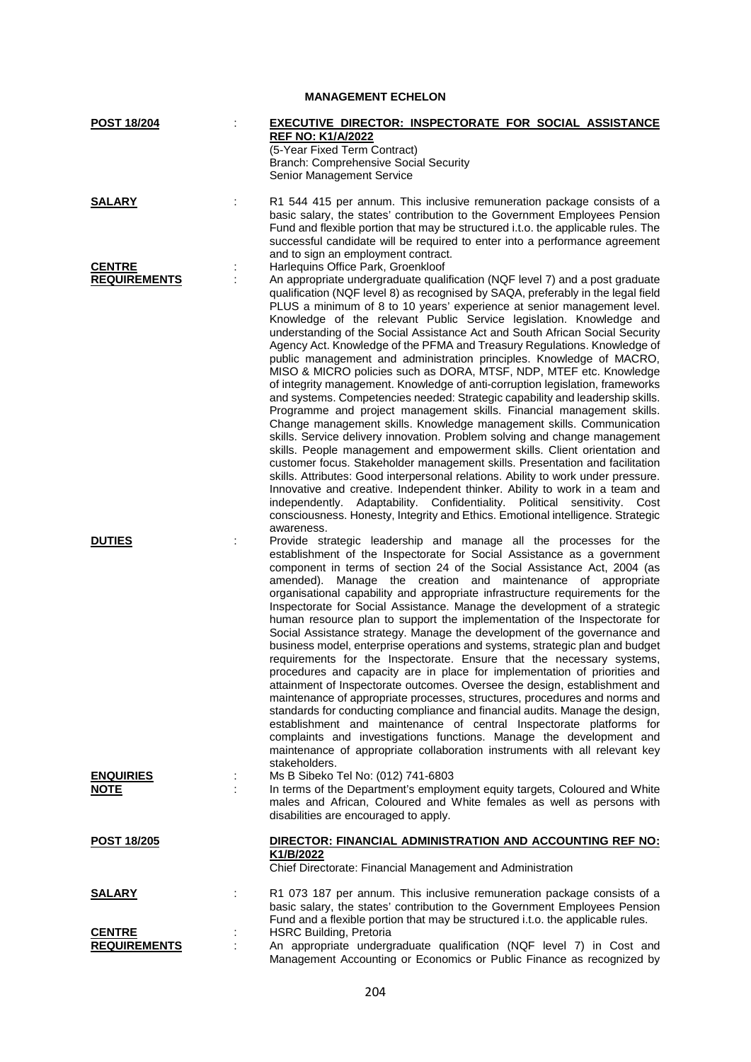## MANAGEMENT ECHELON

**POST 18/204** : **EXECUTIVE DIRECTOR: INSPECTORATE FOR SOCIAL ASSISTANCE REF NO: K1/A/2022**
(5-Year Fixed Term Contract)
Branch: Comprehensive Social Security
Senior Management Service

**SALARY** : R1 544 415 per annum. This inclusive remuneration package consists of a basic salary, the states' contribution to the Government Employees Pension Fund and flexible portion that may be structured i.t.o. the applicable rules. The successful candidate will be required to enter into a performance agreement and to sign an employment contract.

**CENTRE** : Harlequins Office Park, Groenkloof

**REQUIREMENTS** : An appropriate undergraduate qualification (NQF level 7) and a post graduate qualification (NQF level 8) as recognised by SAQA, preferably in the legal field PLUS a minimum of 8 to 10 years' experience at senior management level. Knowledge of the relevant Public Service legislation. Knowledge and understanding of the Social Assistance Act and South African Social Security Agency Act. Knowledge of the PFMA and Treasury Regulations. Knowledge of public management and administration principles. Knowledge of MACRO, MISO & MICRO policies such as DORA, MTSF, NDP, MTEF etc. Knowledge of integrity management. Knowledge of anti-corruption legislation, frameworks and systems. Competencies needed: Strategic capability and leadership skills. Programme and project management skills. Financial management skills. Change management skills. Knowledge management skills. Communication skills. Service delivery innovation. Problem solving and change management skills. People management and empowerment skills. Client orientation and customer focus. Stakeholder management skills. Presentation and facilitation skills. Attributes: Good interpersonal relations. Ability to work under pressure. Innovative and creative. Independent thinker. Ability to work in a team and independently. Adaptability. Confidentiality. Political sensitivity. Cost consciousness. Honesty, Integrity and Ethics. Emotional intelligence. Strategic awareness.

**DUTIES** : Provide strategic leadership and manage all the processes for the establishment of the Inspectorate for Social Assistance as a government component in terms of section 24 of the Social Assistance Act, 2004 (as amended). Manage the creation and maintenance of appropriate organisational capability and appropriate infrastructure requirements for the Inspectorate for Social Assistance. Manage the development of a strategic human resource plan to support the implementation of the Inspectorate for Social Assistance strategy. Manage the development of the governance and business model, enterprise operations and systems, strategic plan and budget requirements for the Inspectorate. Ensure that the necessary systems, procedures and capacity are in place for implementation of priorities and attainment of Inspectorate outcomes. Oversee the design, establishment and maintenance of appropriate processes, structures, procedures and norms and standards for conducting compliance and financial audits. Manage the design, establishment and maintenance of central Inspectorate platforms for complaints and investigations functions. Manage the development and maintenance of appropriate collaboration instruments with all relevant key stakeholders.

**ENQUIRIES** : Ms B Sibeko Tel No: (012) 741-6803

**NOTE** : In terms of the Department's employment equity targets, Coloured and White males and African, Coloured and White females as well as persons with disabilities are encouraged to apply.

**POST 18/205** **DIRECTOR: FINANCIAL ADMINISTRATION AND ACCOUNTING REF NO: K1/B/2022**
Chief Directorate: Financial Management and Administration

**SALARY** : R1 073 187 per annum. This inclusive remuneration package consists of a basic salary, the states' contribution to the Government Employees Pension Fund and a flexible portion that may be structured i.t.o. the applicable rules.

**CENTRE** : HSRC Building, Pretoria

**REQUIREMENTS** : An appropriate undergraduate qualification (NQF level 7) in Cost and Management Accounting or Economics or Public Finance as recognized by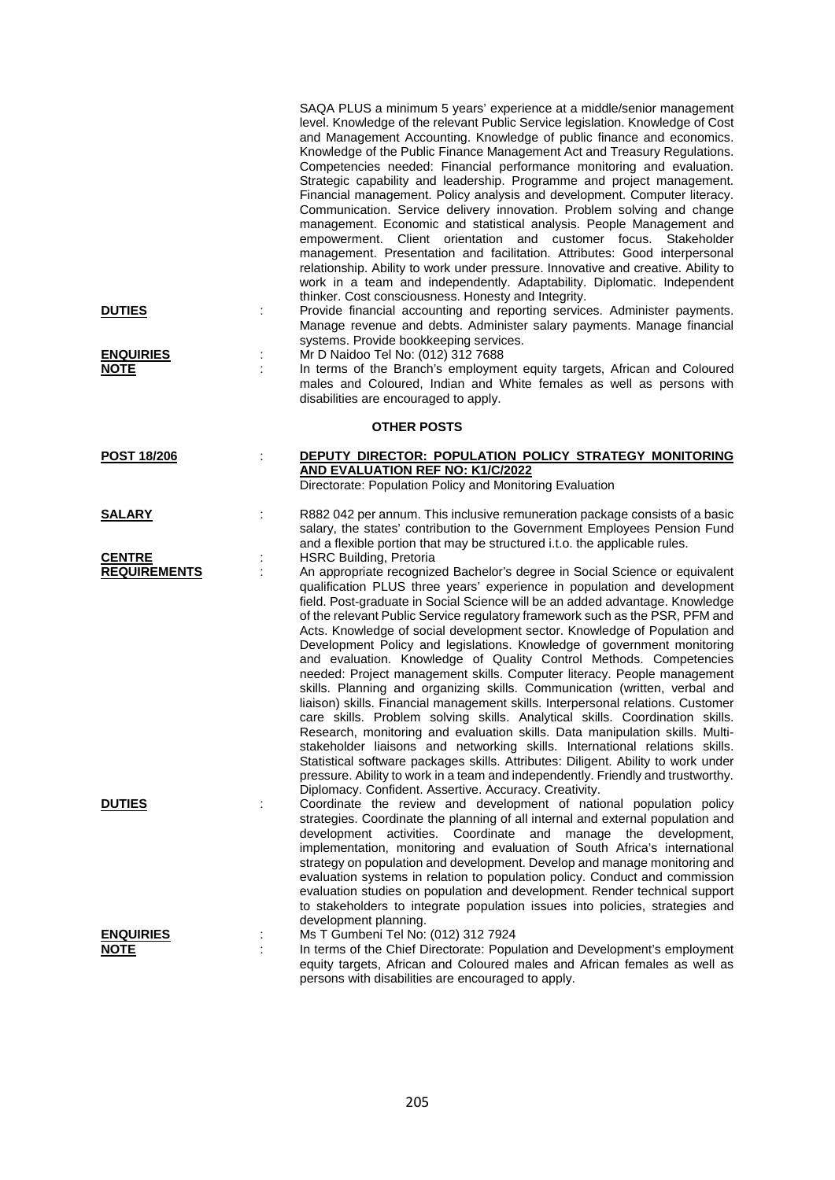SAQA PLUS a minimum 5 years' experience at a middle/senior management level. Knowledge of the relevant Public Service legislation. Knowledge of Cost and Management Accounting. Knowledge of public finance and economics. Knowledge of the Public Finance Management Act and Treasury Regulations. Competencies needed: Financial performance monitoring and evaluation. Strategic capability and leadership. Programme and project management. Financial management. Policy analysis and development. Computer literacy. Communication. Service delivery innovation. Problem solving and change management. Economic and statistical analysis. People Management and empowerment. Client orientation and customer focus. Stakeholder management. Presentation and facilitation. Attributes: Good interpersonal relationship. Ability to work under pressure. Innovative and creative. Ability to work in a team and independently. Adaptability. Diplomatic. Independent thinker. Cost consciousness. Honesty and Integrity.

**DUTIES** : Provide financial accounting and reporting services. Administer payments. Manage revenue and debts. Administer salary payments. Manage financial systems. Provide bookkeeping services.

**ENQUIRIES** : Mr D Naidoo Tel No: (012) 312 7688

**NOTE** : In terms of the Branch's employment equity targets, African and Coloured males and Coloured, Indian and White females as well as persons with disabilities are encouraged to apply.

## OTHER POSTS

**POST 18/206** : **DEPUTY DIRECTOR: POPULATION POLICY STRATEGY MONITORING AND EVALUATION REF NO: K1/C/2022**
Directorate: Population Policy and Monitoring Evaluation

**SALARY** : R882 042 per annum. This inclusive remuneration package consists of a basic salary, the states' contribution to the Government Employees Pension Fund and a flexible portion that may be structured i.t.o. the applicable rules.

**CENTRE** : HSRC Building, Pretoria

**REQUIREMENTS** : An appropriate recognized Bachelor's degree in Social Science or equivalent qualification PLUS three years' experience in population and development field. Post-graduate in Social Science will be an added advantage. Knowledge of the relevant Public Service regulatory framework such as the PSR, PFM and Acts. Knowledge of social development sector. Knowledge of Population and Development Policy and legislations. Knowledge of government monitoring and evaluation. Knowledge of Quality Control Methods. Competencies needed: Project management skills. Computer literacy. People management skills. Planning and organizing skills. Communication (written, verbal and liaison) skills. Financial management skills. Interpersonal relations. Customer care skills. Problem solving skills. Analytical skills. Coordination skills. Research, monitoring and evaluation skills. Data manipulation skills. Multi-stakeholder liaisons and networking skills. International relations skills. Statistical software packages skills. Attributes: Diligent. Ability to work under pressure. Ability to work in a team and independently. Friendly and trustworthy. Diplomacy. Confident. Assertive. Accuracy. Creativity.

**DUTIES** : Coordinate the review and development of national population policy strategies. Coordinate the planning of all internal and external population and development activities. Coordinate and manage the development, implementation, monitoring and evaluation of South Africa's international strategy on population and development. Develop and manage monitoring and evaluation systems in relation to population policy. Conduct and commission evaluation studies on population and development. Render technical support to stakeholders to integrate population issues into policies, strategies and development planning.

**ENQUIRIES** : Ms T Gumbeni Tel No: (012) 312 7924

**NOTE** : In terms of the Chief Directorate: Population and Development's employment equity targets, African and Coloured males and African females as well as persons with disabilities are encouraged to apply.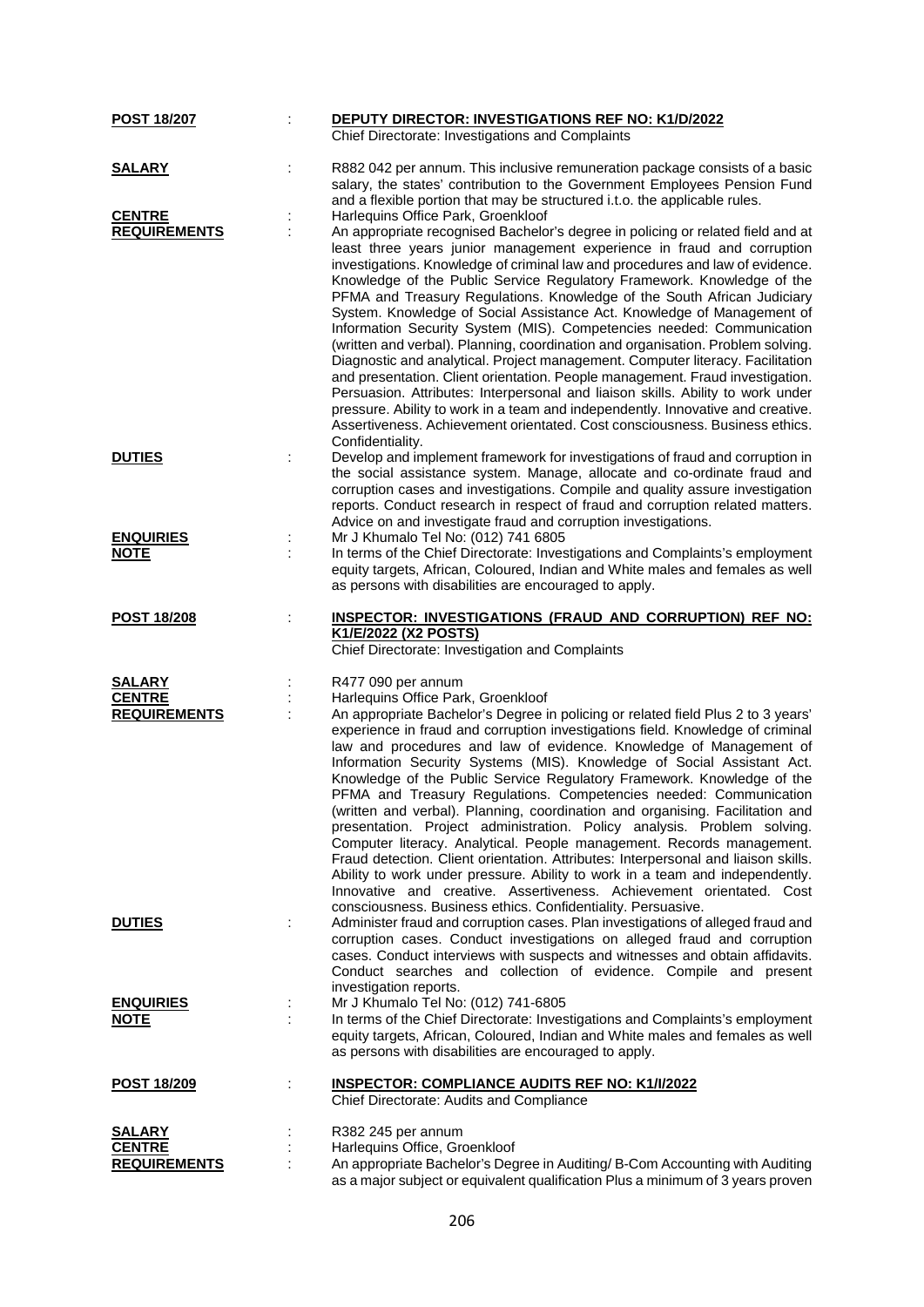**POST 18/207** : **DEPUTY DIRECTOR: INVESTIGATIONS REF NO: K1/D/2022**
Chief Directorate: Investigations and Complaints

**SALARY** : R882 042 per annum. This inclusive remuneration package consists of a basic salary, the states' contribution to the Government Employees Pension Fund and a flexible portion that may be structured i.t.o. the applicable rules.

**CENTRE** : Harlequins Office Park, Groenkloof

**REQUIREMENTS** : An appropriate recognised Bachelor's degree in policing or related field and at least three years junior management experience in fraud and corruption investigations. Knowledge of criminal law and procedures and law of evidence. Knowledge of the Public Service Regulatory Framework. Knowledge of the PFMA and Treasury Regulations. Knowledge of the South African Judiciary System. Knowledge of Social Assistance Act. Knowledge of Management of Information Security System (MIS). Competencies needed: Communication (written and verbal). Planning, coordination and organisation. Problem solving. Diagnostic and analytical. Project management. Computer literacy. Facilitation and presentation. Client orientation. People management. Fraud investigation. Persuasion. Attributes: Interpersonal and liaison skills. Ability to work under pressure. Ability to work in a team and independently. Innovative and creative. Assertiveness. Achievement orientated. Cost consciousness. Business ethics. Confidentiality.

**DUTIES** : Develop and implement framework for investigations of fraud and corruption in the social assistance system. Manage, allocate and co-ordinate fraud and corruption cases and investigations. Compile and quality assure investigation reports. Conduct research in respect of fraud and corruption related matters. Advice on and investigate fraud and corruption investigations.

**ENQUIRIES** : Mr J Khumalo Tel No: (012) 741 6805

**NOTE** : In terms of the Chief Directorate: Investigations and Complaints's employment equity targets, African, Coloured, Indian and White males and females as well as persons with disabilities are encouraged to apply.

**POST 18/208** : **INSPECTOR: INVESTIGATIONS (FRAUD AND CORRUPTION) REF NO: K1/E/2022 (X2 POSTS)**
Chief Directorate: Investigation and Complaints

**SALARY** : R477 090 per annum

**CENTRE** : Harlequins Office Park, Groenkloof

**REQUIREMENTS** : An appropriate Bachelor's Degree in policing or related field Plus 2 to 3 years' experience in fraud and corruption investigations field. Knowledge of criminal law and procedures and law of evidence. Knowledge of Management of Information Security Systems (MIS). Knowledge of Social Assistant Act. Knowledge of the Public Service Regulatory Framework. Knowledge of the PFMA and Treasury Regulations. Competencies needed: Communication (written and verbal). Planning, coordination and organising. Facilitation and presentation. Project administration. Policy analysis. Problem solving. Computer literacy. Analytical. People management. Records management. Fraud detection. Client orientation. Attributes: Interpersonal and liaison skills. Ability to work under pressure. Ability to work in a team and independently. Innovative and creative. Assertiveness. Achievement orientated. Cost consciousness. Business ethics. Confidentiality. Persuasive.

**DUTIES** : Administer fraud and corruption cases. Plan investigations of alleged fraud and corruption cases. Conduct investigations on alleged fraud and corruption cases. Conduct interviews with suspects and witnesses and obtain affidavits. Conduct searches and collection of evidence. Compile and present investigation reports.

**ENQUIRIES** : Mr J Khumalo Tel No: (012) 741-6805

**NOTE** : In terms of the Chief Directorate: Investigations and Complaints's employment equity targets, African, Coloured, Indian and White males and females as well as persons with disabilities are encouraged to apply.

**POST 18/209** : **INSPECTOR: COMPLIANCE AUDITS REF NO: K1/I/2022**
Chief Directorate: Audits and Compliance

**SALARY** : R382 245 per annum

**CENTRE** : Harlequins Office, Groenkloof

**REQUIREMENTS** : An appropriate Bachelor's Degree in Auditing/ B-Com Accounting with Auditing as a major subject or equivalent qualification Plus a minimum of 3 years proven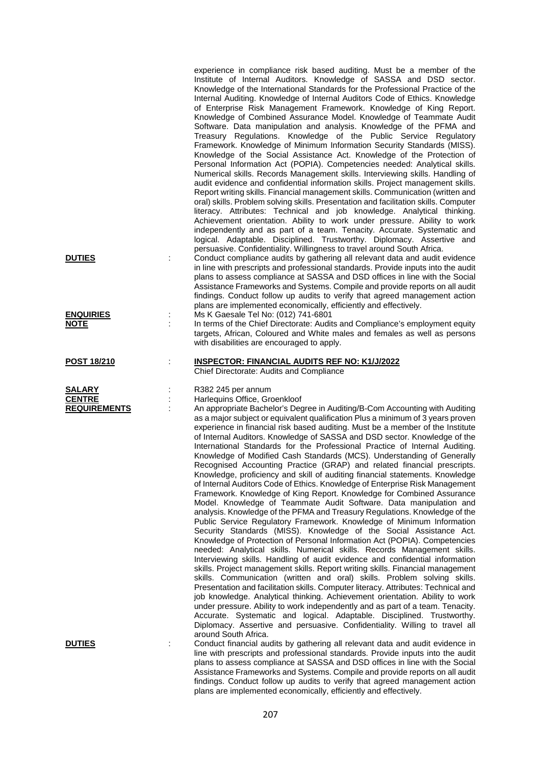experience in compliance risk based auditing. Must be a member of the Institute of Internal Auditors. Knowledge of SASSA and DSD sector. Knowledge of the International Standards for the Professional Practice of the Internal Auditing. Knowledge of Internal Auditors Code of Ethics. Knowledge of Enterprise Risk Management Framework. Knowledge of King Report. Knowledge of Combined Assurance Model. Knowledge of Teammate Audit Software. Data manipulation and analysis. Knowledge of the PFMA and Treasury Regulations. Knowledge of the Public Service Regulatory Framework. Knowledge of Minimum Information Security Standards (MISS). Knowledge of the Social Assistance Act. Knowledge of the Protection of Personal Information Act (POPIA). Competencies needed: Analytical skills. Numerical skills. Records Management skills. Interviewing skills. Handling of audit evidence and confidential information skills. Project management skills. Report writing skills. Financial management skills. Communication (written and oral) skills. Problem solving skills. Presentation and facilitation skills. Computer literacy. Attributes: Technical and job knowledge. Analytical thinking. Achievement orientation. Ability to work under pressure. Ability to work independently and as part of a team. Tenacity. Accurate. Systematic and logical. Adaptable. Disciplined. Trustworthy. Diplomacy. Assertive and persuasive. Confidentiality. Willingness to travel around South Africa.

**DUTIES** : Conduct compliance audits by gathering all relevant data and audit evidence in line with prescripts and professional standards. Provide inputs into the audit plans to assess compliance at SASSA and DSD offices in line with the Social Assistance Frameworks and Systems. Compile and provide reports on all audit findings. Conduct follow up audits to verify that agreed management action plans are implemented economically, efficiently and effectively.

**ENQUIRIES** : Ms K Gaesale Tel No: (012) 741-6801

**NOTE** : In terms of the Chief Directorate: Audits and Compliance's employment equity targets, African, Coloured and White males and females as well as persons with disabilities are encouraged to apply.

**POST 18/210** : **INSPECTOR: FINANCIAL AUDITS REF NO: K1/J/2022**
Chief Directorate: Audits and Compliance

**SALARY** : R382 245 per annum

**CENTRE** : Harlequins Office, Groenkloof

**REQUIREMENTS** : An appropriate Bachelor's Degree in Auditing/B-Com Accounting with Auditing as a major subject or equivalent qualification Plus a minimum of 3 years proven experience in financial risk based auditing. Must be a member of the Institute of Internal Auditors. Knowledge of SASSA and DSD sector. Knowledge of the International Standards for the Professional Practice of Internal Auditing. Knowledge of Modified Cash Standards (MCS). Understanding of Generally Recognised Accounting Practice (GRAP) and related financial prescripts. Knowledge, proficiency and skill of auditing financial statements. Knowledge of Internal Auditors Code of Ethics. Knowledge of Enterprise Risk Management Framework. Knowledge of King Report. Knowledge for Combined Assurance Model. Knowledge of Teammate Audit Software. Data manipulation and analysis. Knowledge of the PFMA and Treasury Regulations. Knowledge of the Public Service Regulatory Framework. Knowledge of Minimum Information Security Standards (MISS). Knowledge of the Social Assistance Act. Knowledge of Protection of Personal Information Act (POPIA). Competencies needed: Analytical skills. Numerical skills. Records Management skills. Interviewing skills. Handling of audit evidence and confidential information skills. Project management skills. Report writing skills. Financial management skills. Communication (written and oral) skills. Problem solving skills. Presentation and facilitation skills. Computer literacy. Attributes: Technical and job knowledge. Analytical thinking. Achievement orientation. Ability to work under pressure. Ability to work independently and as part of a team. Tenacity. Accurate. Systematic and logical. Adaptable. Disciplined. Trustworthy. Diplomacy. Assertive and persuasive. Confidentiality. Willing to travel all around South Africa.

**DUTIES** : Conduct financial audits by gathering all relevant data and audit evidence in line with prescripts and professional standards. Provide inputs into the audit plans to assess compliance at SASSA and DSD offices in line with the Social Assistance Frameworks and Systems. Compile and provide reports on all audit findings. Conduct follow up audits to verify that agreed management action plans are implemented economically, efficiently and effectively.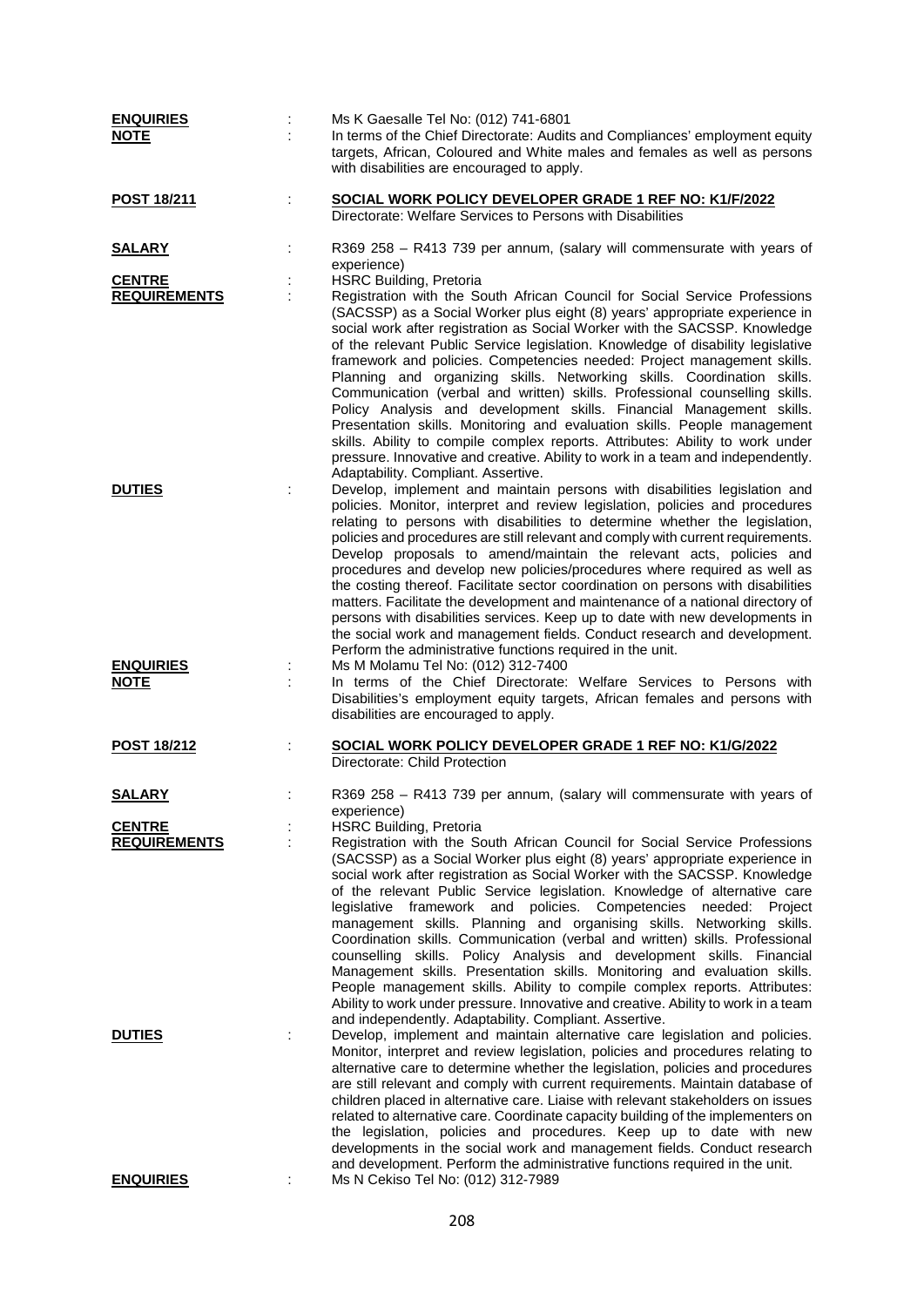**ENQUIRIES** : Ms K Gaesalle Tel No: (012) 741-6801

**NOTE** : In terms of the Chief Directorate: Audits and Compliances' employment equity targets, African, Coloured and White males and females as well as persons with disabilities are encouraged to apply.

**POST 18/211** : **SOCIAL WORK POLICY DEVELOPER GRADE 1 REF NO: K1/F/2022**
Directorate: Welfare Services to Persons with Disabilities

**SALARY** : R369 258 – R413 739 per annum, (salary will commensurate with years of experience)

**CENTRE** : HSRC Building, Pretoria

**REQUIREMENTS** : Registration with the South African Council for Social Service Professions (SACSSP) as a Social Worker plus eight (8) years' appropriate experience in social work after registration as Social Worker with the SACSSP. Knowledge of the relevant Public Service legislation. Knowledge of disability legislative framework and policies. Competencies needed: Project management skills. Planning and organizing skills. Networking skills. Coordination skills. Communication (verbal and written) skills. Professional counselling skills. Policy Analysis and development skills. Financial Management skills. Presentation skills. Monitoring and evaluation skills. People management skills. Ability to compile complex reports. Attributes: Ability to work under pressure. Innovative and creative. Ability to work in a team and independently. Adaptability. Compliant. Assertive.

**DUTIES** : Develop, implement and maintain persons with disabilities legislation and policies. Monitor, interpret and review legislation, policies and procedures relating to persons with disabilities to determine whether the legislation, policies and procedures are still relevant and comply with current requirements. Develop proposals to amend/maintain the relevant acts, policies and procedures and develop new policies/procedures where required as well as the costing thereof. Facilitate sector coordination on persons with disabilities matters. Facilitate the development and maintenance of a national directory of persons with disabilities services. Keep up to date with new developments in the social work and management fields. Conduct research and development. Perform the administrative functions required in the unit.

**ENQUIRIES** : Ms M Molamu Tel No: (012) 312-7400

**NOTE** : In terms of the Chief Directorate: Welfare Services to Persons with Disabilities's employment equity targets, African females and persons with disabilities are encouraged to apply.

**POST 18/212** : **SOCIAL WORK POLICY DEVELOPER GRADE 1 REF NO: K1/G/2022**
Directorate: Child Protection

**SALARY** : R369 258 – R413 739 per annum, (salary will commensurate with years of experience)

**CENTRE** : HSRC Building, Pretoria

**REQUIREMENTS** : Registration with the South African Council for Social Service Professions (SACSSP) as a Social Worker plus eight (8) years' appropriate experience in social work after registration as Social Worker with the SACSSP. Knowledge of the relevant Public Service legislation. Knowledge of alternative care legislative framework and policies. Competencies needed: Project management skills. Planning and organising skills. Networking skills. Coordination skills. Communication (verbal and written) skills. Professional counselling skills. Policy Analysis and development skills. Financial Management skills. Presentation skills. Monitoring and evaluation skills. People management skills. Ability to compile complex reports. Attributes: Ability to work under pressure. Innovative and creative. Ability to work in a team and independently. Adaptability. Compliant. Assertive.

**DUTIES** : Develop, implement and maintain alternative care legislation and policies. Monitor, interpret and review legislation, policies and procedures relating to alternative care to determine whether the legislation, policies and procedures are still relevant and comply with current requirements. Maintain database of children placed in alternative care. Liaise with relevant stakeholders on issues related to alternative care. Coordinate capacity building of the implementers on the legislation, policies and procedures. Keep up to date with new developments in the social work and management fields. Conduct research and development. Perform the administrative functions required in the unit.

**ENQUIRIES** : Ms N Cekiso Tel No: (012) 312-7989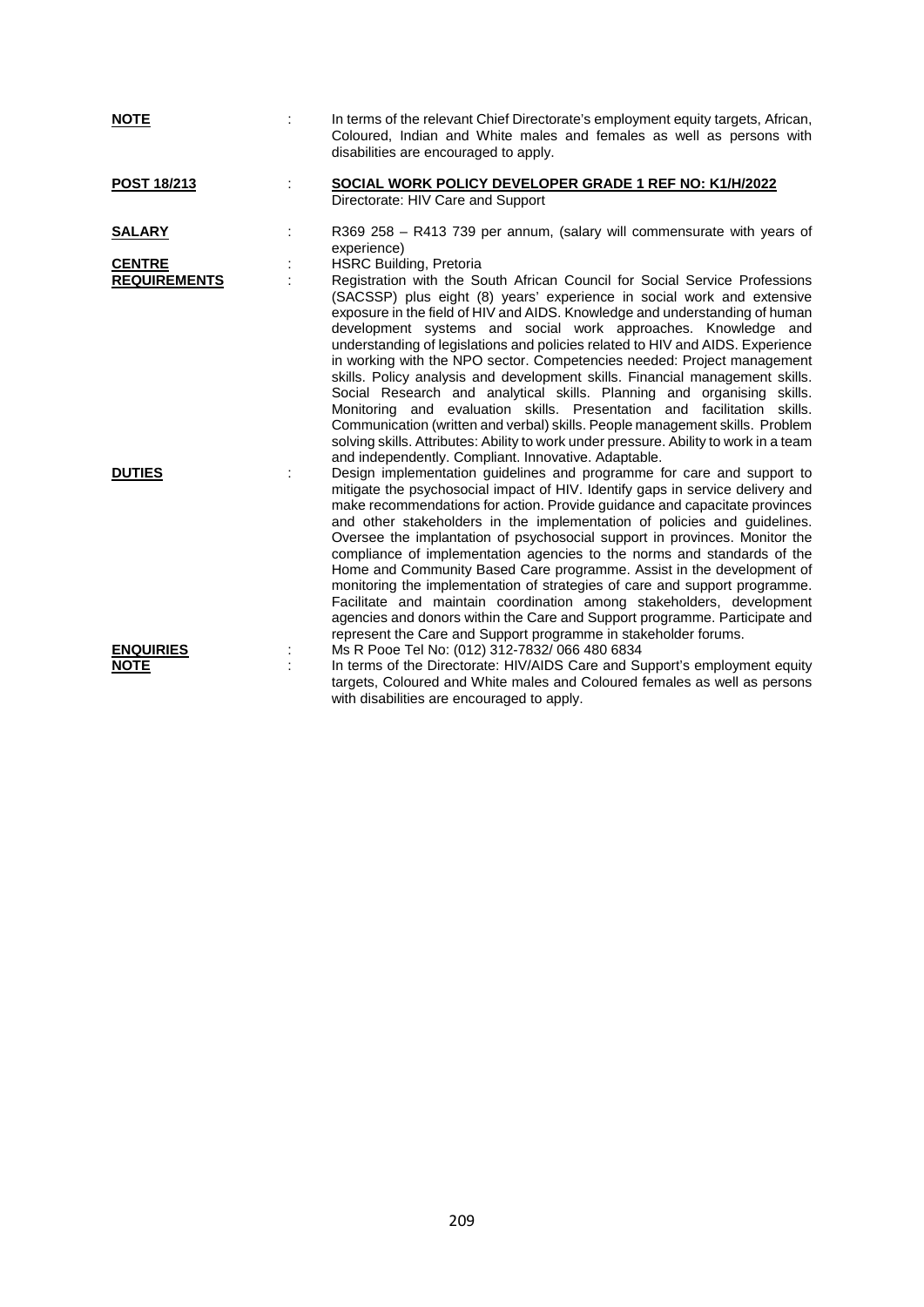**NOTE** : In terms of the relevant Chief Directorate's employment equity targets, African, Coloured, Indian and White males and females as well as persons with disabilities are encouraged to apply.

**POST 18/213** : **SOCIAL WORK POLICY DEVELOPER GRADE 1 REF NO: K1/H/2022**
Directorate: HIV Care and Support

**SALARY** : R369 258 – R413 739 per annum, (salary will commensurate with years of experience)

**CENTRE** : HSRC Building, Pretoria

**REQUIREMENTS** : Registration with the South African Council for Social Service Professions (SACSSP) plus eight (8) years' experience in social work and extensive exposure in the field of HIV and AIDS. Knowledge and understanding of human development systems and social work approaches. Knowledge and understanding of legislations and policies related to HIV and AIDS. Experience in working with the NPO sector. Competencies needed: Project management skills. Policy analysis and development skills. Financial management skills. Social Research and analytical skills. Planning and organising skills. Monitoring and evaluation skills. Presentation and facilitation skills. Communication (written and verbal) skills. People management skills. Problem solving skills. Attributes: Ability to work under pressure. Ability to work in a team and independently. Compliant. Innovative. Adaptable.

**DUTIES** : Design implementation guidelines and programme for care and support to mitigate the psychosocial impact of HIV. Identify gaps in service delivery and make recommendations for action. Provide guidance and capacitate provinces and other stakeholders in the implementation of policies and guidelines. Oversee the implantation of psychosocial support in provinces. Monitor the compliance of implementation agencies to the norms and standards of the Home and Community Based Care programme. Assist in the development of monitoring the implementation of strategies of care and support programme. Facilitate and maintain coordination among stakeholders, development agencies and donors within the Care and Support programme. Participate and represent the Care and Support programme in stakeholder forums.

**ENQUIRIES** : Ms R Pooe Tel No: (012) 312-7832/ 066 480 6834

**NOTE** : In terms of the Directorate: HIV/AIDS Care and Support's employment equity targets, Coloured and White males and Coloured females as well as persons with disabilities are encouraged to apply.